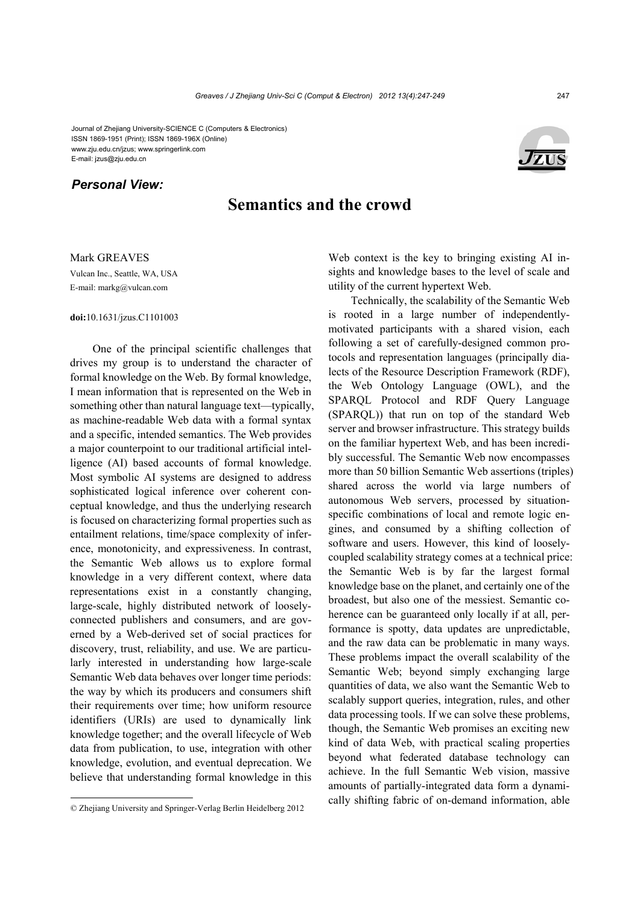Journal of Zhejiang University-SCIENCE C (Computers & Electronics)
ISSN 1869-1951 (Print); ISSN 1869-196X (Online)
www.zju.edu.cn/jzus; www.springerlink.com
E-mail: jzus@zju.edu.cn

***Personal View:***

# Semantics and the crowd

Mark GREAVES

Vulcan Inc., Seattle, WA, USA

E-mail: markg@vulcan.com

**doi:**10.1631/jzus.C1101003

One of the principal scientific challenges that drives my group is to understand the character of formal knowledge on the Web. By formal knowledge, I mean information that is represented on the Web in something other than natural language text—typically, as machine-readable Web data with a formal syntax and a specific, intended semantics. The Web provides a major counterpoint to our traditional artificial intelligence (AI) based accounts of formal knowledge. Most symbolic AI systems are designed to address sophisticated logical inference over coherent conceptual knowledge, and thus the underlying research is focused on characterizing formal properties such as entailment relations, time/space complexity of inference, monotonicity, and expressiveness. In contrast, the Semantic Web allows us to explore formal knowledge in a very different context, where data representations exist in a constantly changing, large-scale, highly distributed network of loosely-connected publishers and consumers, and are governed by a Web-derived set of social practices for discovery, trust, reliability, and use. We are particularly interested in understanding how large-scale Semantic Web data behaves over longer time periods: the way by which its producers and consumers shift their requirements over time; how uniform resource identifiers (URIs) are used to dynamically link knowledge together; and the overall lifecycle of Web data from publication, to use, integration with other knowledge, evolution, and eventual deprecation. We believe that understanding formal knowledge in this Web context is the key to bringing existing AI insights and knowledge bases to the level of scale and utility of the current hypertext Web.

Technically, the scalability of the Semantic Web is rooted in a large number of independently-motivated participants with a shared vision, each following a set of carefully-designed common protocols and representation languages (principally dialects of the Resource Description Framework (RDF), the Web Ontology Language (OWL), and the SPARQL Protocol and RDF Query Language (SPARQL)) that run on top of the standard Web server and browser infrastructure. This strategy builds on the familiar hypertext Web, and has been incredibly successful. The Semantic Web now encompasses more than 50 billion Semantic Web assertions (triples) shared across the world via large numbers of autonomous Web servers, processed by situation-specific combinations of local and remote logic engines, and consumed by a shifting collection of software and users. However, this kind of loosely-coupled scalability strategy comes at a technical price: the Semantic Web is by far the largest formal knowledge base on the planet, and certainly one of the broadest, but also one of the messiest. Semantic coherence can be guaranteed only locally if at all, performance is spotty, data updates are unpredictable, and the raw data can be problematic in many ways. These problems impact the overall scalability of the Semantic Web; beyond simply exchanging large quantities of data, we also want the Semantic Web to scalably support queries, integration, rules, and other data processing tools. If we can solve these problems, though, the Semantic Web promises an exciting new kind of data Web, with practical scaling properties beyond what federated database technology can achieve. In the full Semantic Web vision, massive amounts of partially-integrated data form a dynamically shifting fabric of on-demand information, able

© Zhejiang University and Springer-Verlag Berlin Heidelberg 2012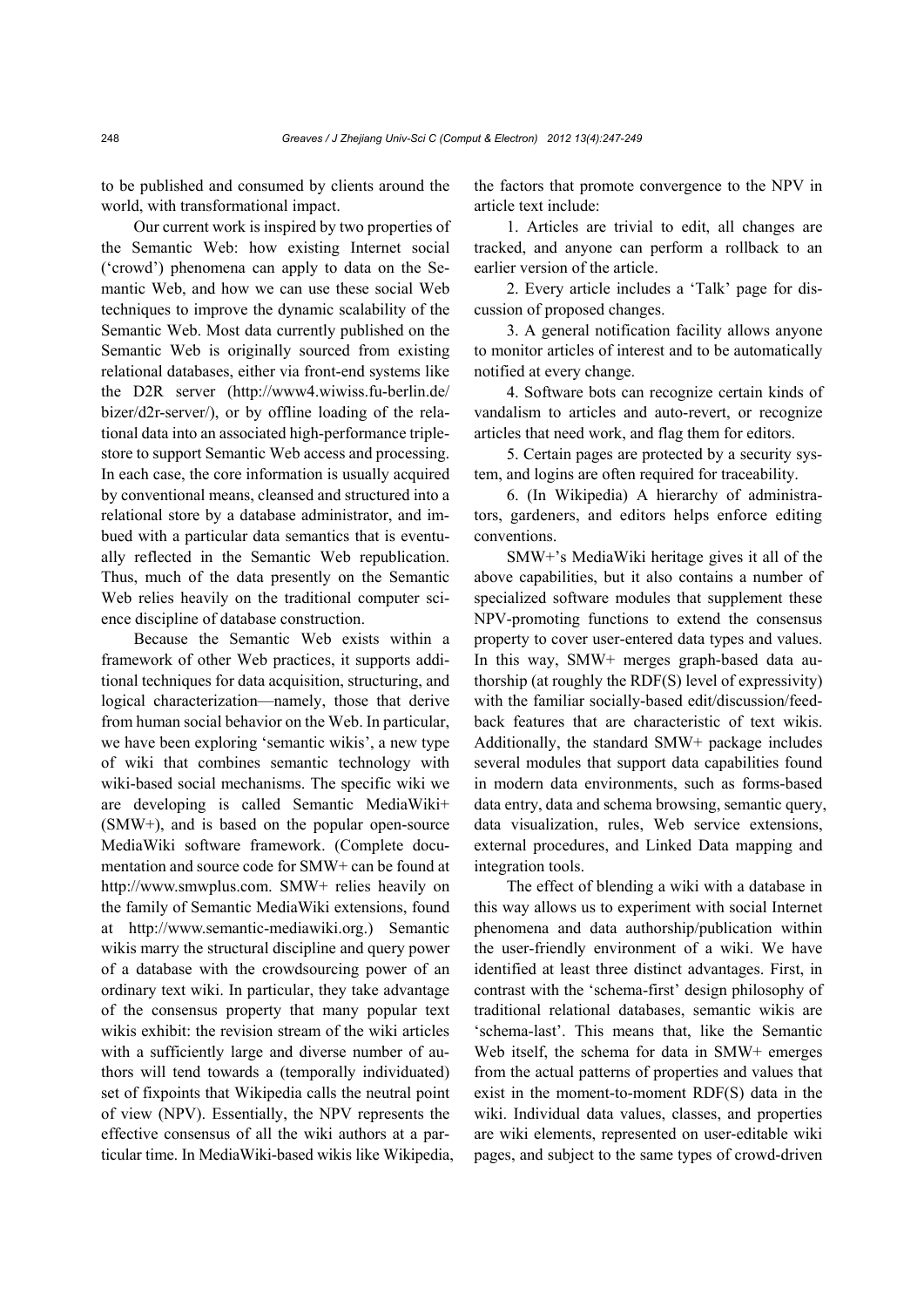to be published and consumed by clients around the world, with transformational impact.

Our current work is inspired by two properties of the Semantic Web: how existing Internet social ('crowd') phenomena can apply to data on the Semantic Web, and how we can use these social Web techniques to improve the dynamic scalability of the Semantic Web. Most data currently published on the Semantic Web is originally sourced from existing relational databases, either via front-end systems like the D2R server (http://www4.wiwiss.fu-berlin.de/bizer/d2r-server/), or by offline loading of the relational data into an associated high-performance triplestore to support Semantic Web access and processing. In each case, the core information is usually acquired by conventional means, cleansed and structured into a relational store by a database administrator, and imbued with a particular data semantics that is eventually reflected in the Semantic Web republication. Thus, much of the data presently on the Semantic Web relies heavily on the traditional computer science discipline of database construction.

Because the Semantic Web exists within a framework of other Web practices, it supports additional techniques for data acquisition, structuring, and logical characterization—namely, those that derive from human social behavior on the Web. In particular, we have been exploring 'semantic wikis', a new type of wiki that combines semantic technology with wiki-based social mechanisms. The specific wiki we are developing is called Semantic MediaWiki+ (SMW+), and is based on the popular open-source MediaWiki software framework. (Complete documentation and source code for SMW+ can be found at http://www.smwplus.com. SMW+ relies heavily on the family of Semantic MediaWiki extensions, found at http://www.semantic-mediawiki.org.) Semantic wikis marry the structural discipline and query power of a database with the crowdsourcing power of an ordinary text wiki. In particular, they take advantage of the consensus property that many popular text wikis exhibit: the revision stream of the wiki articles with a sufficiently large and diverse number of authors will tend towards a (temporally individuated) set of fixpoints that Wikipedia calls the neutral point of view (NPV). Essentially, the NPV represents the effective consensus of all the wiki authors at a particular time. In MediaWiki-based wikis like Wikipedia, the factors that promote convergence to the NPV in article text include:

1. Articles are trivial to edit, all changes are tracked, and anyone can perform a rollback to an earlier version of the article.

2. Every article includes a 'Talk' page for discussion of proposed changes.

3. A general notification facility allows anyone to monitor articles of interest and to be automatically notified at every change.

4. Software bots can recognize certain kinds of vandalism to articles and auto-revert, or recognize articles that need work, and flag them for editors.

5. Certain pages are protected by a security system, and logins are often required for traceability.

6. (In Wikipedia) A hierarchy of administrators, gardeners, and editors helps enforce editing conventions.

SMW+'s MediaWiki heritage gives it all of the above capabilities, but it also contains a number of specialized software modules that supplement these NPV-promoting functions to extend the consensus property to cover user-entered data types and values. In this way, SMW+ merges graph-based data authorship (at roughly the RDF(S) level of expressivity) with the familiar socially-based edit/discussion/feedback features that are characteristic of text wikis. Additionally, the standard SMW+ package includes several modules that support data capabilities found in modern data environments, such as forms-based data entry, data and schema browsing, semantic query, data visualization, rules, Web service extensions, external procedures, and Linked Data mapping and integration tools.

The effect of blending a wiki with a database in this way allows us to experiment with social Internet phenomena and data authorship/publication within the user-friendly environment of a wiki. We have identified at least three distinct advantages. First, in contrast with the 'schema-first' design philosophy of traditional relational databases, semantic wikis are 'schema-last'. This means that, like the Semantic Web itself, the schema for data in SMW+ emerges from the actual patterns of properties and values that exist in the moment-to-moment RDF(S) data in the wiki. Individual data values, classes, and properties are wiki elements, represented on user-editable wiki pages, and subject to the same types of crowd-driven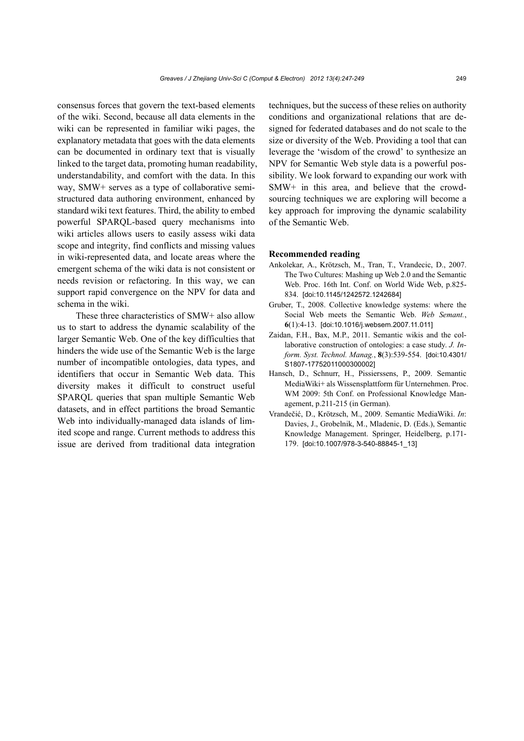consensus forces that govern the text-based elements of the wiki. Second, because all data elements in the wiki can be represented in familiar wiki pages, the explanatory metadata that goes with the data elements can be documented in ordinary text that is visually linked to the target data, promoting human readability, understandability, and comfort with the data. In this way, SMW+ serves as a type of collaborative semi-structured data authoring environment, enhanced by standard wiki text features. Third, the ability to embed powerful SPARQL-based query mechanisms into wiki articles allows users to easily assess wiki data scope and integrity, find conflicts and missing values in wiki-represented data, and locate areas where the emergent schema of the wiki data is not consistent or needs revision or refactoring. In this way, we can support rapid convergence on the NPV for data and schema in the wiki.

These three characteristics of SMW+ also allow us to start to address the dynamic scalability of the larger Semantic Web. One of the key difficulties that hinders the wide use of the Semantic Web is the large number of incompatible ontologies, data types, and identifiers that occur in Semantic Web data. This diversity makes it difficult to construct useful SPARQL queries that span multiple Semantic Web datasets, and in effect partitions the broad Semantic Web into individually-managed data islands of limited scope and range. Current methods to address this issue are derived from traditional data integration techniques, but the success of these relies on authority conditions and organizational relations that are designed for federated databases and do not scale to the size or diversity of the Web. Providing a tool that can leverage the 'wisdom of the crowd' to synthesize an NPV for Semantic Web style data is a powerful possibility. We look forward to expanding our work with SMW+ in this area, and believe that the crowdsourcing techniques we are exploring will become a key approach for improving the dynamic scalability of the Semantic Web.

## Recommended reading

Ankolekar, A., Krötzsch, M., Tran, T., Vrandecic, D., 2007. The Two Cultures: Mashing up Web 2.0 and the Semantic Web. Proc. 16th Int. Conf. on World Wide Web, p.825-834. [doi:10.1145/1242572.1242684]

Gruber, T., 2008. Collective knowledge systems: where the Social Web meets the Semantic Web. *Web Semant.*, **6**(1):4-13. [doi:10.1016/j.websem.2007.11.011]

Zaidan, F.H., Bax, M.P., 2011. Semantic wikis and the collaborative construction of ontologies: a case study. *J. Inform. Syst. Technol. Manag.*, **8**(3):539-554. [doi:10.4301/S1807-17752011000300002]

Hansch, D., Schnurr, H., Pissierssens, P., 2009. Semantic MediaWiki+ als Wissensplattform für Unternehmen. Proc. WM 2009: 5th Conf. on Professional Knowledge Management, p.211-215 (in German).

Vrandečić, D., Krötzsch, M., 2009. Semantic MediaWiki. *In*: Davies, J., Grobelnik, M., Mladenic, D. (Eds.), Semantic Knowledge Management. Springer, Heidelberg, p.171-179. [doi:10.1007/978-3-540-88845-1_13]